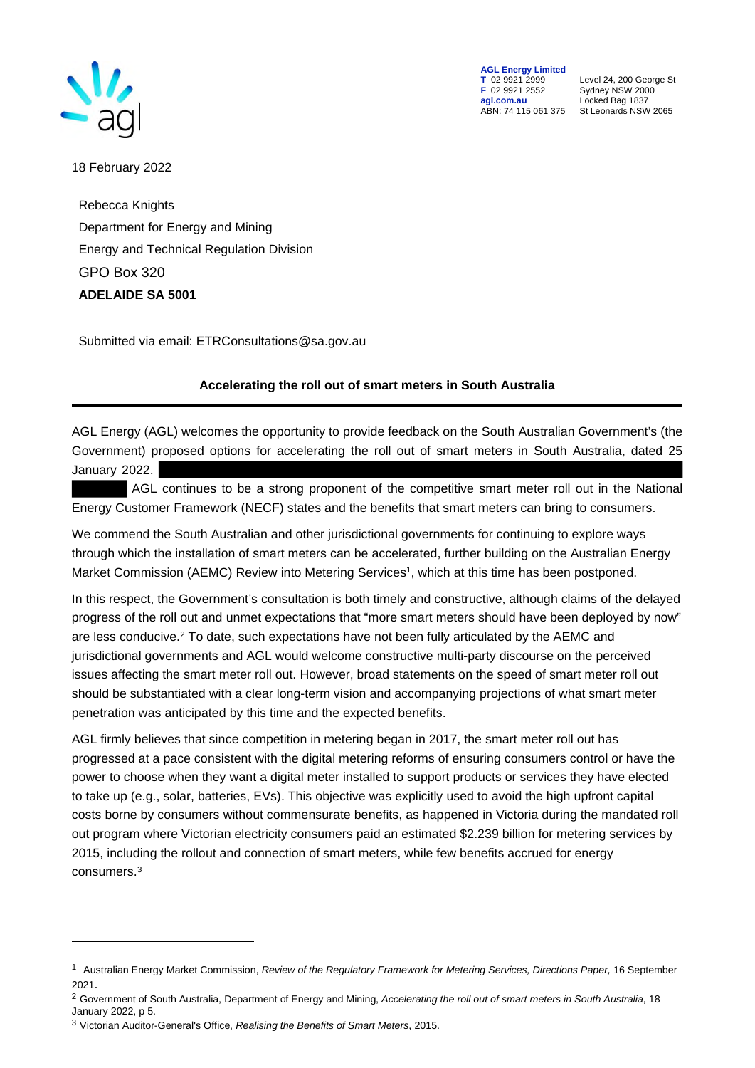**AGL Energy Limited**
**T** 02 9921 2999
**F** 02 9921 2552
**agl.com.au**
ABN: 74 115 061 375

Level 24, 200 George St
Sydney NSW 2000
Locked Bag 1837
St Leonards NSW 2065

18 February 2022

Rebecca Knights
Department for Energy and Mining
Energy and Technical Regulation Division
GPO Box 320
**ADELAIDE SA 5001**

Submitted via email: ETRConsultations@sa.gov.au

**Accelerating the roll out of smart meters in South Australia**

AGL Energy (AGL) welcomes the opportunity to provide feedback on the South Australian Government's (the Government) proposed options for accelerating the roll out of smart meters in South Australia, dated 25 January 2022. AGL continues to be a strong proponent of the competitive smart meter roll out in the National Energy Customer Framework (NECF) states and the benefits that smart meters can bring to consumers.

We commend the South Australian and other jurisdictional governments for continuing to explore ways through which the installation of smart meters can be accelerated, further building on the Australian Energy Market Commission (AEMC) Review into Metering Services[1], which at this time has been postponed.

In this respect, the Government's consultation is both timely and constructive, although claims of the delayed progress of the roll out and unmet expectations that "more smart meters should have been deployed by now" are less conducive.[2] To date, such expectations have not been fully articulated by the AEMC and jurisdictional governments and AGL would welcome constructive multi-party discourse on the perceived issues affecting the smart meter roll out. However, broad statements on the speed of smart meter roll out should be substantiated with a clear long-term vision and accompanying projections of what smart meter penetration was anticipated by this time and the expected benefits.

AGL firmly believes that since competition in metering began in 2017, the smart meter roll out has progressed at a pace consistent with the digital metering reforms of ensuring consumers control or have the power to choose when they want a digital meter installed to support products or services they have elected to take up (e.g., solar, batteries, EVs). This objective was explicitly used to avoid the high upfront capital costs borne by consumers without commensurate benefits, as happened in Victoria during the mandated roll out program where Victorian electricity consumers paid an estimated $2.239 billion for metering services by 2015, including the rollout and connection of smart meters, while few benefits accrued for energy consumers.[3]

---

[1] Australian Energy Market Commission, *Review of the Regulatory Framework for Metering Services, Directions Paper,* 16 September 2021.

[2] Government of South Australia, Department of Energy and Mining, *Accelerating the roll out of smart meters in South Australia*, 18 January 2022, p 5.

[3] Victorian Auditor-General's Office, *Realising the Benefits of Smart Meters*, 2015.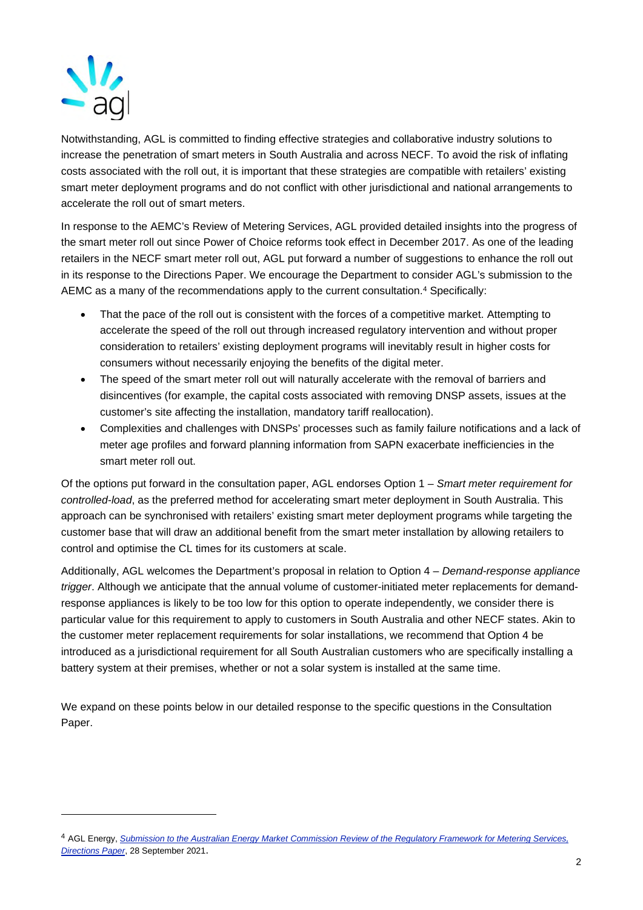Notwithstanding, AGL is committed to finding effective strategies and collaborative industry solutions to increase the penetration of smart meters in South Australia and across NECF. To avoid the risk of inflating costs associated with the roll out, it is important that these strategies are compatible with retailers' existing smart meter deployment programs and do not conflict with other jurisdictional and national arrangements to accelerate the roll out of smart meters.

In response to the AEMC's Review of Metering Services, AGL provided detailed insights into the progress of the smart meter roll out since Power of Choice reforms took effect in December 2017. As one of the leading retailers in the NECF smart meter roll out, AGL put forward a number of suggestions to enhance the roll out in its response to the Directions Paper. We encourage the Department to consider AGL's submission to the AEMC as a many of the recommendations apply to the current consultation.[4] Specifically:

- That the pace of the roll out is consistent with the forces of a competitive market. Attempting to accelerate the speed of the roll out through increased regulatory intervention and without proper consideration to retailers' existing deployment programs will inevitably result in higher costs for consumers without necessarily enjoying the benefits of the digital meter.
- The speed of the smart meter roll out will naturally accelerate with the removal of barriers and disincentives (for example, the capital costs associated with removing DNSP assets, issues at the customer's site affecting the installation, mandatory tariff reallocation).
- Complexities and challenges with DNSPs' processes such as family failure notifications and a lack of meter age profiles and forward planning information from SAPN exacerbate inefficiencies in the smart meter roll out.

Of the options put forward in the consultation paper, AGL endorses Option 1 – *Smart meter requirement for controlled-load*, as the preferred method for accelerating smart meter deployment in South Australia. This approach can be synchronised with retailers' existing smart meter deployment programs while targeting the customer base that will draw an additional benefit from the smart meter installation by allowing retailers to control and optimise the CL times for its customers at scale.

Additionally, AGL welcomes the Department's proposal in relation to Option 4 – *Demand-response appliance trigger*. Although we anticipate that the annual volume of customer-initiated meter replacements for demand-response appliances is likely to be too low for this option to operate independently, we consider there is particular value for this requirement to apply to customers in South Australia and other NECF states. Akin to the customer meter replacement requirements for solar installations, we recommend that Option 4 be introduced as a jurisdictional requirement for all South Australian customers who are specifically installing a battery system at their premises, whether or not a solar system is installed at the same time.

We expand on these points below in our detailed response to the specific questions in the Consultation Paper.

---

[4] AGL Energy, *Submission to the Australian Energy Market Commission Review of the Regulatory Framework for Metering Services, Directions Paper*, 28 September 2021.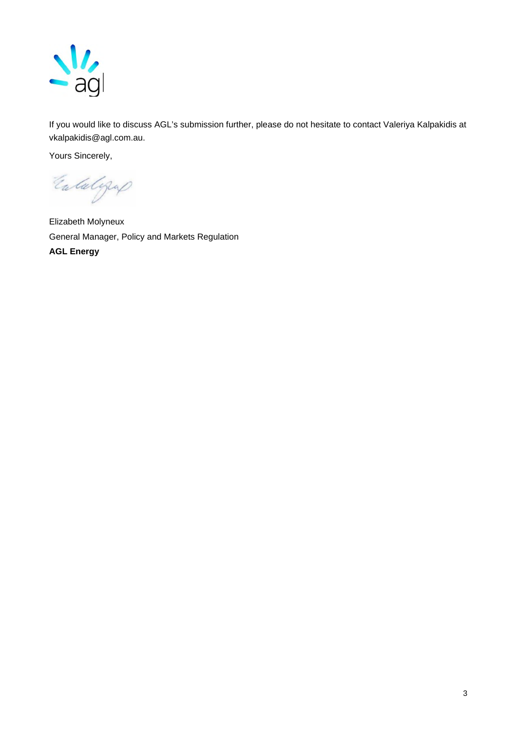If you would like to discuss AGL's submission further, please do not hesitate to contact Valeriya Kalpakidis at vkalpakidis@agl.com.au.

Yours Sincerely,

Elizabeth Molyneux
General Manager, Policy and Markets Regulation
**AGL Energy**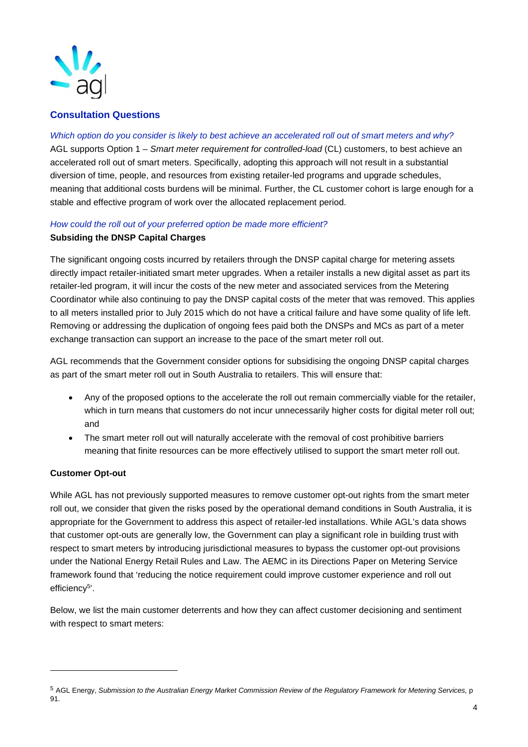## Consultation Questions

*Which option do you consider is likely to best achieve an accelerated roll out of smart meters and why?*

AGL supports Option 1 – *Smart meter requirement for controlled-load* (CL) customers, to best achieve an accelerated roll out of smart meters. Specifically, adopting this approach will not result in a substantial diversion of time, people, and resources from existing retailer-led programs and upgrade schedules, meaning that additional costs burdens will be minimal. Further, the CL customer cohort is large enough for a stable and effective program of work over the allocated replacement period.

*How could the roll out of your preferred option be made more efficient?*

**Subsiding the DNSP Capital Charges**

The significant ongoing costs incurred by retailers through the DNSP capital charge for metering assets directly impact retailer-initiated smart meter upgrades. When a retailer installs a new digital asset as part its retailer-led program, it will incur the costs of the new meter and associated services from the Metering Coordinator while also continuing to pay the DNSP capital costs of the meter that was removed. This applies to all meters installed prior to July 2015 which do not have a critical failure and have some quality of life left. Removing or addressing the duplication of ongoing fees paid both the DNSPs and MCs as part of a meter exchange transaction can support an increase to the pace of the smart meter roll out.

AGL recommends that the Government consider options for subsidising the ongoing DNSP capital charges as part of the smart meter roll out in South Australia to retailers. This will ensure that:

- Any of the proposed options to the accelerate the roll out remain commercially viable for the retailer, which in turn means that customers do not incur unnecessarily higher costs for digital meter roll out; and
- The smart meter roll out will naturally accelerate with the removal of cost prohibitive barriers meaning that finite resources can be more effectively utilised to support the smart meter roll out.

**Customer Opt-out**

While AGL has not previously supported measures to remove customer opt-out rights from the smart meter roll out, we consider that given the risks posed by the operational demand conditions in South Australia, it is appropriate for the Government to address this aspect of retailer-led installations. While AGL's data shows that customer opt-outs are generally low, the Government can play a significant role in building trust with respect to smart meters by introducing jurisdictional measures to bypass the customer opt-out provisions under the National Energy Retail Rules and Law. The AEMC in its Directions Paper on Metering Service framework found that 'reducing the notice requirement could improve customer experience and roll out efficiency[5]'.

Below, we list the main customer deterrents and how they can affect customer decisioning and sentiment with respect to smart meters:

---

[5] AGL Energy, *Submission to the Australian Energy Market Commission Review of the Regulatory Framework for Metering Services,* p 91.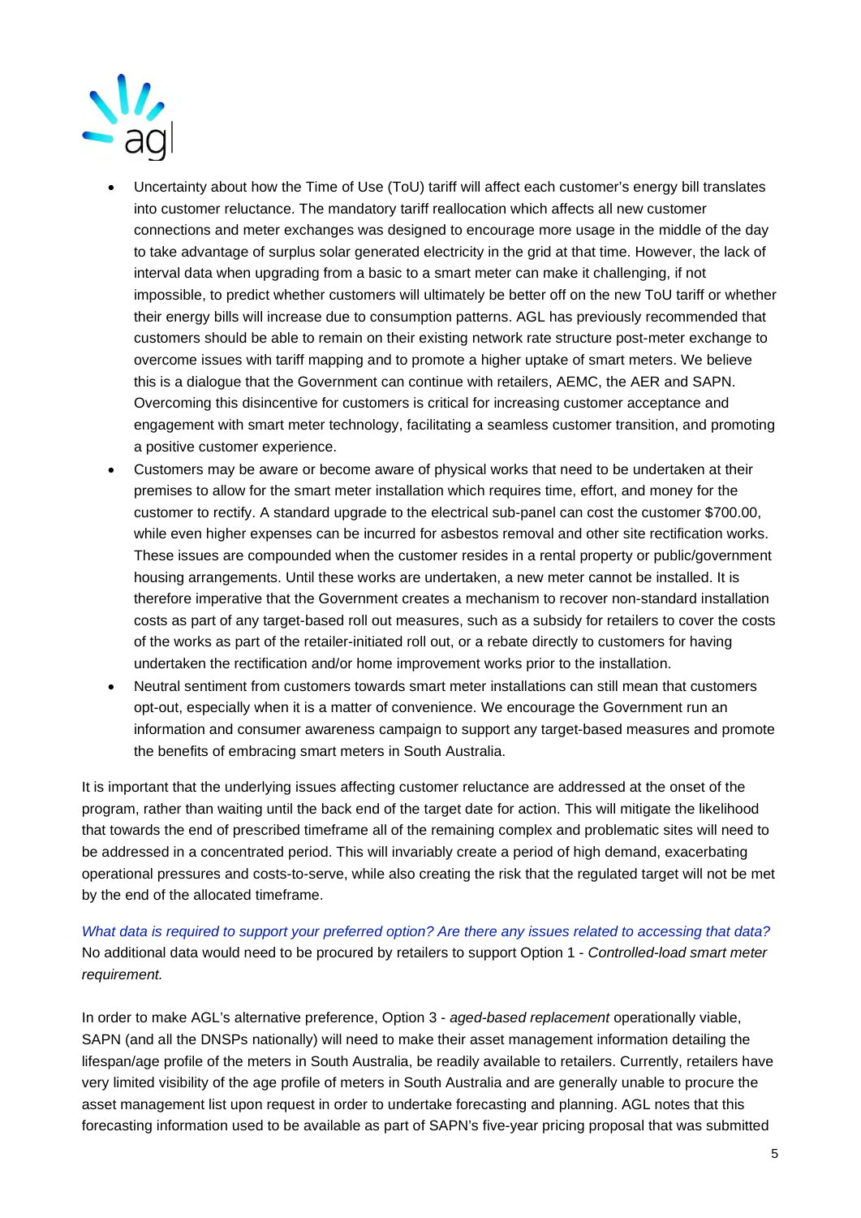- Uncertainty about how the Time of Use (ToU) tariff will affect each customer's energy bill translates into customer reluctance. The mandatory tariff reallocation which affects all new customer connections and meter exchanges was designed to encourage more usage in the middle of the day to take advantage of surplus solar generated electricity in the grid at that time. However, the lack of interval data when upgrading from a basic to a smart meter can make it challenging, if not impossible, to predict whether customers will ultimately be better off on the new ToU tariff or whether their energy bills will increase due to consumption patterns. AGL has previously recommended that customers should be able to remain on their existing network rate structure post-meter exchange to overcome issues with tariff mapping and to promote a higher uptake of smart meters. We believe this is a dialogue that the Government can continue with retailers, AEMC, the AER and SAPN. Overcoming this disincentive for customers is critical for increasing customer acceptance and engagement with smart meter technology, facilitating a seamless customer transition, and promoting a positive customer experience.
- Customers may be aware or become aware of physical works that need to be undertaken at their premises to allow for the smart meter installation which requires time, effort, and money for the customer to rectify. A standard upgrade to the electrical sub-panel can cost the customer $700.00, while even higher expenses can be incurred for asbestos removal and other site rectification works. These issues are compounded when the customer resides in a rental property or public/government housing arrangements. Until these works are undertaken, a new meter cannot be installed. It is therefore imperative that the Government creates a mechanism to recover non-standard installation costs as part of any target-based roll out measures, such as a subsidy for retailers to cover the costs of the works as part of the retailer-initiated roll out, or a rebate directly to customers for having undertaken the rectification and/or home improvement works prior to the installation.
- Neutral sentiment from customers towards smart meter installations can still mean that customers opt-out, especially when it is a matter of convenience. We encourage the Government run an information and consumer awareness campaign to support any target-based measures and promote the benefits of embracing smart meters in South Australia.

It is important that the underlying issues affecting customer reluctance are addressed at the onset of the program, rather than waiting until the back end of the target date for action. This will mitigate the likelihood that towards the end of prescribed timeframe all of the remaining complex and problematic sites will need to be addressed in a concentrated period. This will invariably create a period of high demand, exacerbating operational pressures and costs-to-serve, while also creating the risk that the regulated target will not be met by the end of the allocated timeframe.

*What data is required to support your preferred option? Are there any issues related to accessing that data?*
No additional data would need to be procured by retailers to support Option 1 - *Controlled-load smart meter requirement.*

In order to make AGL's alternative preference, Option 3 - *aged-based replacement* operationally viable, SAPN (and all the DNSPs nationally) will need to make their asset management information detailing the lifespan/age profile of the meters in South Australia, be readily available to retailers. Currently, retailers have very limited visibility of the age profile of meters in South Australia and are generally unable to procure the asset management list upon request in order to undertake forecasting and planning. AGL notes that this forecasting information used to be available as part of SAPN's five-year pricing proposal that was submitted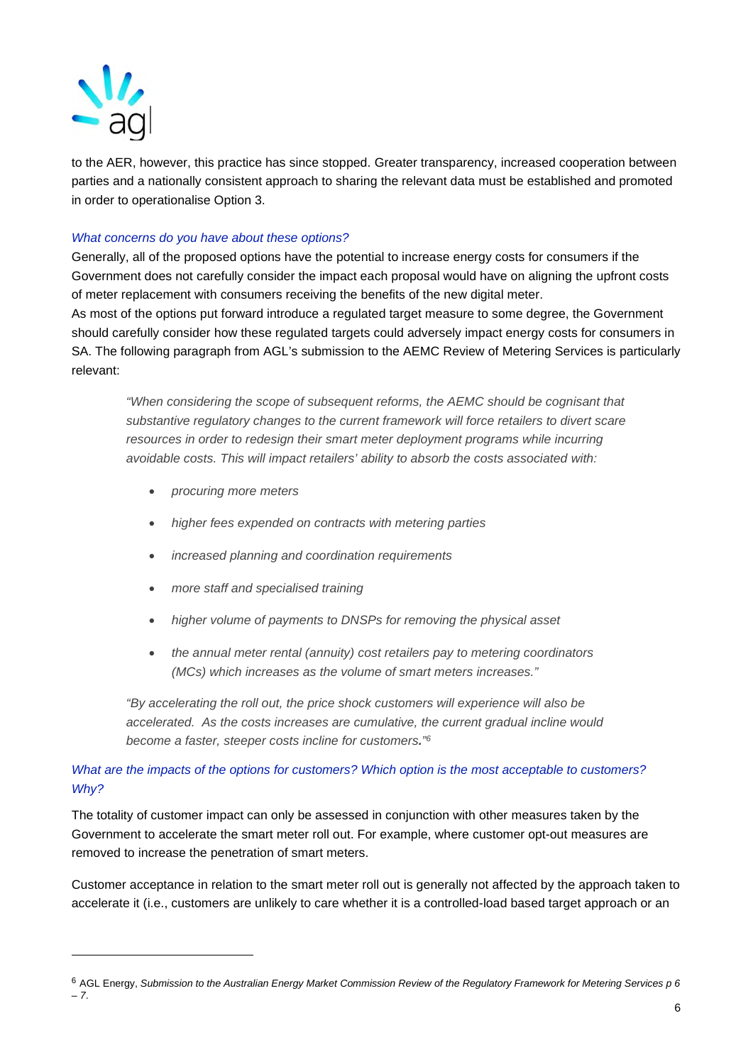to the AER, however, this practice has since stopped. Greater transparency, increased cooperation between parties and a nationally consistent approach to sharing the relevant data must be established and promoted in order to operationalise Option 3.

*What concerns do you have about these options?*

Generally, all of the proposed options have the potential to increase energy costs for consumers if the Government does not carefully consider the impact each proposal would have on aligning the upfront costs of meter replacement with consumers receiving the benefits of the new digital meter.

As most of the options put forward introduce a regulated target measure to some degree, the Government should carefully consider how these regulated targets could adversely impact energy costs for consumers in SA. The following paragraph from AGL's submission to the AEMC Review of Metering Services is particularly relevant:

> *"When considering the scope of subsequent reforms, the AEMC should be cognisant that substantive regulatory changes to the current framework will force retailers to divert scare resources in order to redesign their smart meter deployment programs while incurring avoidable costs. This will impact retailers' ability to absorb the costs associated with:*
>
> - *procuring more meters*
> - *higher fees expended on contracts with metering parties*
> - *increased planning and coordination requirements*
> - *more staff and specialised training*
> - *higher volume of payments to DNSPs for removing the physical asset*
> - *the annual meter rental (annuity) cost retailers pay to metering coordinators (MCs) which increases as the volume of smart meters increases."*
>
> *"By accelerating the roll out, the price shock customers will experience will also be accelerated. As the costs increases are cumulative, the current gradual incline would become a faster, steeper costs incline for customers."*[6]

*What are the impacts of the options for customers? Which option is the most acceptable to customers? Why?*

The totality of customer impact can only be assessed in conjunction with other measures taken by the Government to accelerate the smart meter roll out. For example, where customer opt-out measures are removed to increase the penetration of smart meters.

Customer acceptance in relation to the smart meter roll out is generally not affected by the approach taken to accelerate it (i.e., customers are unlikely to care whether it is a controlled-load based target approach or an

[6] AGL Energy, *Submission to the Australian Energy Market Commission Review of the Regulatory Framework for Metering Services p 6 – 7.*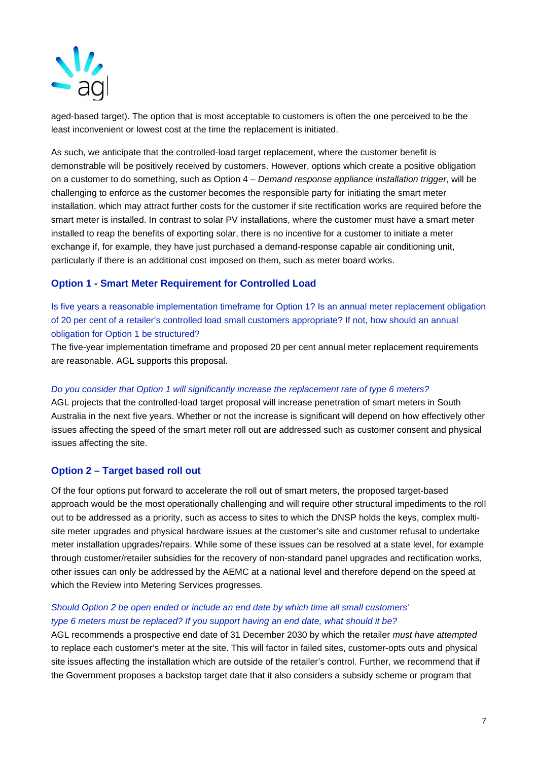aged-based target). The option that is most acceptable to customers is often the one perceived to be the least inconvenient or lowest cost at the time the replacement is initiated.

As such, we anticipate that the controlled-load target replacement, where the customer benefit is demonstrable will be positively received by customers. However, options which create a positive obligation on a customer to do something, such as Option 4 – *Demand response appliance installation trigger*, will be challenging to enforce as the customer becomes the responsible party for initiating the smart meter installation, which may attract further costs for the customer if site rectification works are required before the smart meter is installed. In contrast to solar PV installations, where the customer must have a smart meter installed to reap the benefits of exporting solar, there is no incentive for a customer to initiate a meter exchange if, for example, they have just purchased a demand-response capable air conditioning unit, particularly if there is an additional cost imposed on them, such as meter board works.

## Option 1 - Smart Meter Requirement for Controlled Load

Is five years a reasonable implementation timeframe for Option 1? Is an annual meter replacement obligation of 20 per cent of a retailer's controlled load small customers appropriate? If not, how should an annual obligation for Option 1 be structured?

The five-year implementation timeframe and proposed 20 per cent annual meter replacement requirements are reasonable. AGL supports this proposal.

*Do you consider that Option 1 will significantly increase the replacement rate of type 6 meters?*

AGL projects that the controlled-load target proposal will increase penetration of smart meters in South Australia in the next five years. Whether or not the increase is significant will depend on how effectively other issues affecting the speed of the smart meter roll out are addressed such as customer consent and physical issues affecting the site.

## Option 2 – Target based roll out

Of the four options put forward to accelerate the roll out of smart meters, the proposed target-based approach would be the most operationally challenging and will require other structural impediments to the roll out to be addressed as a priority, such as access to sites to which the DNSP holds the keys, complex multi-site meter upgrades and physical hardware issues at the customer's site and customer refusal to undertake meter installation upgrades/repairs. While some of these issues can be resolved at a state level, for example through customer/retailer subsidies for the recovery of non-standard panel upgrades and rectification works, other issues can only be addressed by the AEMC at a national level and therefore depend on the speed at which the Review into Metering Services progresses.

*Should Option 2 be open ended or include an end date by which time all small customers' type 6 meters must be replaced? If you support having an end date, what should it be?*

AGL recommends a prospective end date of 31 December 2030 by which the retailer *must have attempted* to replace each customer's meter at the site. This will factor in failed sites, customer-opts outs and physical site issues affecting the installation which are outside of the retailer's control. Further, we recommend that if the Government proposes a backstop target date that it also considers a subsidy scheme or program that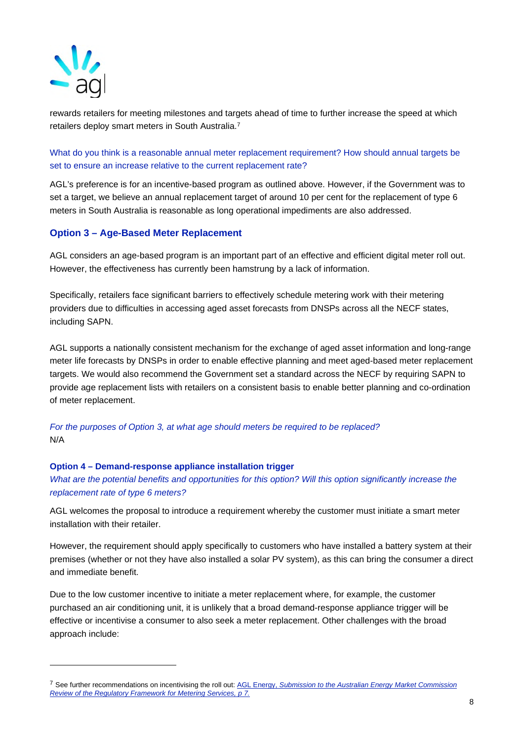rewards retailers for meeting milestones and targets ahead of time to further increase the speed at which retailers deploy smart meters in South Australia.[7]

What do you think is a reasonable annual meter replacement requirement? How should annual targets be set to ensure an increase relative to the current replacement rate?

AGL's preference is for an incentive-based program as outlined above. However, if the Government was to set a target, we believe an annual replacement target of around 10 per cent for the replacement of type 6 meters in South Australia is reasonable as long operational impediments are also addressed.

## Option 3 – Age-Based Meter Replacement

AGL considers an age-based program is an important part of an effective and efficient digital meter roll out. However, the effectiveness has currently been hamstrung by a lack of information.

Specifically, retailers face significant barriers to effectively schedule metering work with their metering providers due to difficulties in accessing aged asset forecasts from DNSPs across all the NECF states, including SAPN.

AGL supports a nationally consistent mechanism for the exchange of aged asset information and long-range meter life forecasts by DNSPs in order to enable effective planning and meet aged-based meter replacement targets. We would also recommend the Government set a standard across the NECF by requiring SAPN to provide age replacement lists with retailers on a consistent basis to enable better planning and co-ordination of meter replacement.

*For the purposes of Option 3, at what age should meters be required to be replaced?*
N/A

### Option 4 – Demand-response appliance installation trigger

*What are the potential benefits and opportunities for this option? Will this option significantly increase the replacement rate of type 6 meters?*

AGL welcomes the proposal to introduce a requirement whereby the customer must initiate a smart meter installation with their retailer.

However, the requirement should apply specifically to customers who have installed a battery system at their premises (whether or not they have also installed a solar PV system), as this can bring the consumer a direct and immediate benefit.

Due to the low customer incentive to initiate a meter replacement where, for example, the customer purchased an air conditioning unit, it is unlikely that a broad demand-response appliance trigger will be effective or incentivise a consumer to also seek a meter replacement. Other challenges with the broad approach include:

---

[7] See further recommendations on incentivising the roll out: AGL Energy, *Submission to the Australian Energy Market Commission Review of the Regulatory Framework for Metering Services, p 7.*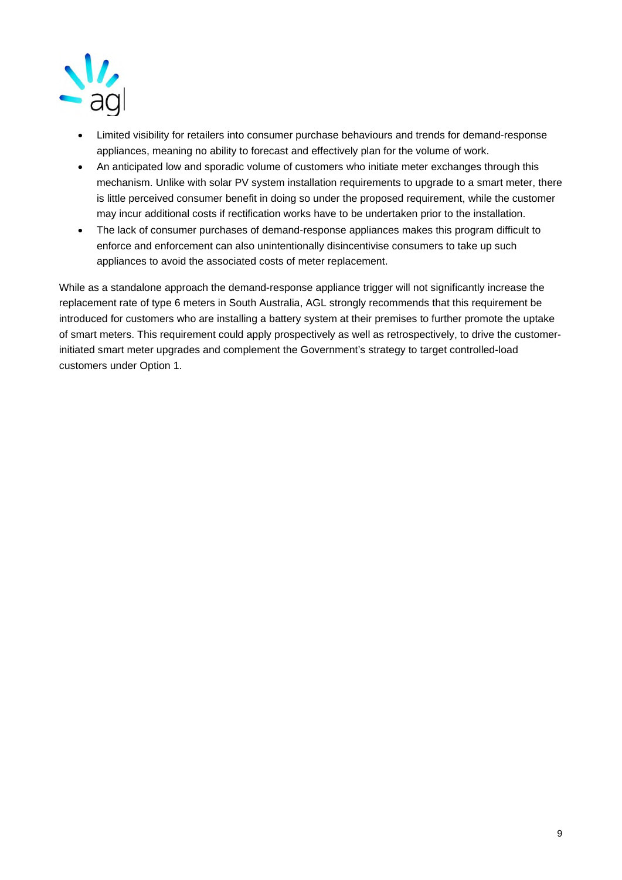- Limited visibility for retailers into consumer purchase behaviours and trends for demand-response appliances, meaning no ability to forecast and effectively plan for the volume of work.
- An anticipated low and sporadic volume of customers who initiate meter exchanges through this mechanism. Unlike with solar PV system installation requirements to upgrade to a smart meter, there is little perceived consumer benefit in doing so under the proposed requirement, while the customer may incur additional costs if rectification works have to be undertaken prior to the installation.
- The lack of consumer purchases of demand-response appliances makes this program difficult to enforce and enforcement can also unintentionally disincentivise consumers to take up such appliances to avoid the associated costs of meter replacement.

While as a standalone approach the demand-response appliance trigger will not significantly increase the replacement rate of type 6 meters in South Australia, AGL strongly recommends that this requirement be introduced for customers who are installing a battery system at their premises to further promote the uptake of smart meters. This requirement could apply prospectively as well as retrospectively, to drive the customer-initiated smart meter upgrades and complement the Government's strategy to target controlled-load customers under Option 1.